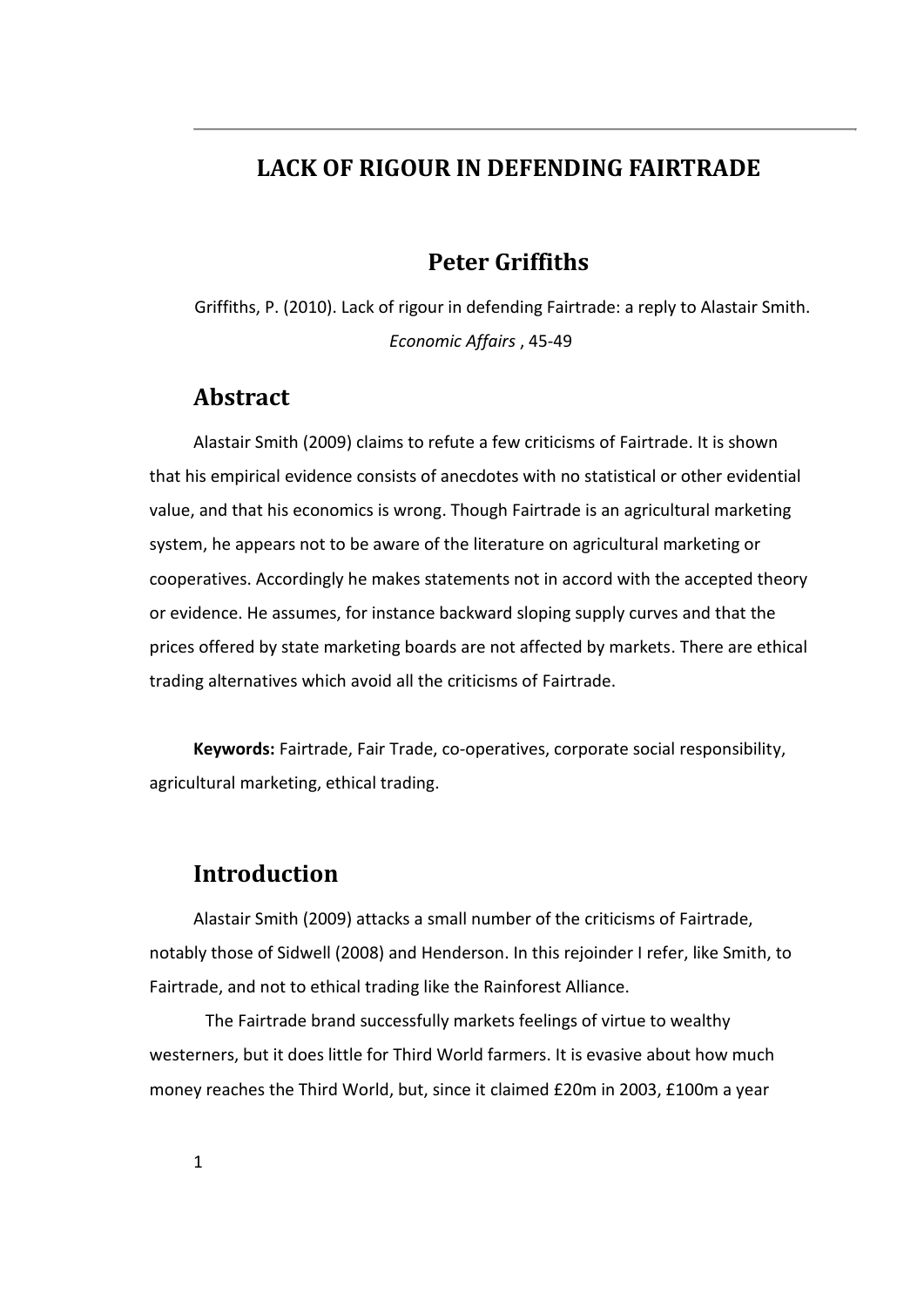# LACK OF RIGOUR IN DEFENDING FAIRTRADE

## Peter Griffiths

Griffiths, P. (2010). Lack of rigour in defending Fairtrade: a reply to Alastair Smith. *Economic Affairs* , 45-49

## Abstract

Alastair Smith (2009) claims to refute a few criticisms of Fairtrade. It is shown that his empirical evidence consists of anecdotes with no statistical or other evidential value, and that his economics is wrong. Though Fairtrade is an agricultural marketing system, he appears not to be aware of the literature on agricultural marketing or cooperatives. Accordingly he makes statements not in accord with the accepted theory or evidence. He assumes, for instance backward sloping supply curves and that the prices offered by state marketing boards are not affected by markets. There are ethical trading alternatives which avoid all the criticisms of Fairtrade.

**Keywords:** Fairtrade, Fair Trade, co-operatives, corporate social responsibility, agricultural marketing, ethical trading.

## Introduction

Alastair Smith (2009) attacks a small number of the criticisms of Fairtrade, notably those of Sidwell (2008) and Henderson. In this rejoinder I refer, like Smith, to Fairtrade, and not to ethical trading like the Rainforest Alliance.

The Fairtrade brand successfully markets feelings of virtue to wealthy westerners, but it does little for Third World farmers. It is evasive about how much money reaches the Third World, but, since it claimed £20m in 2003, £100m a year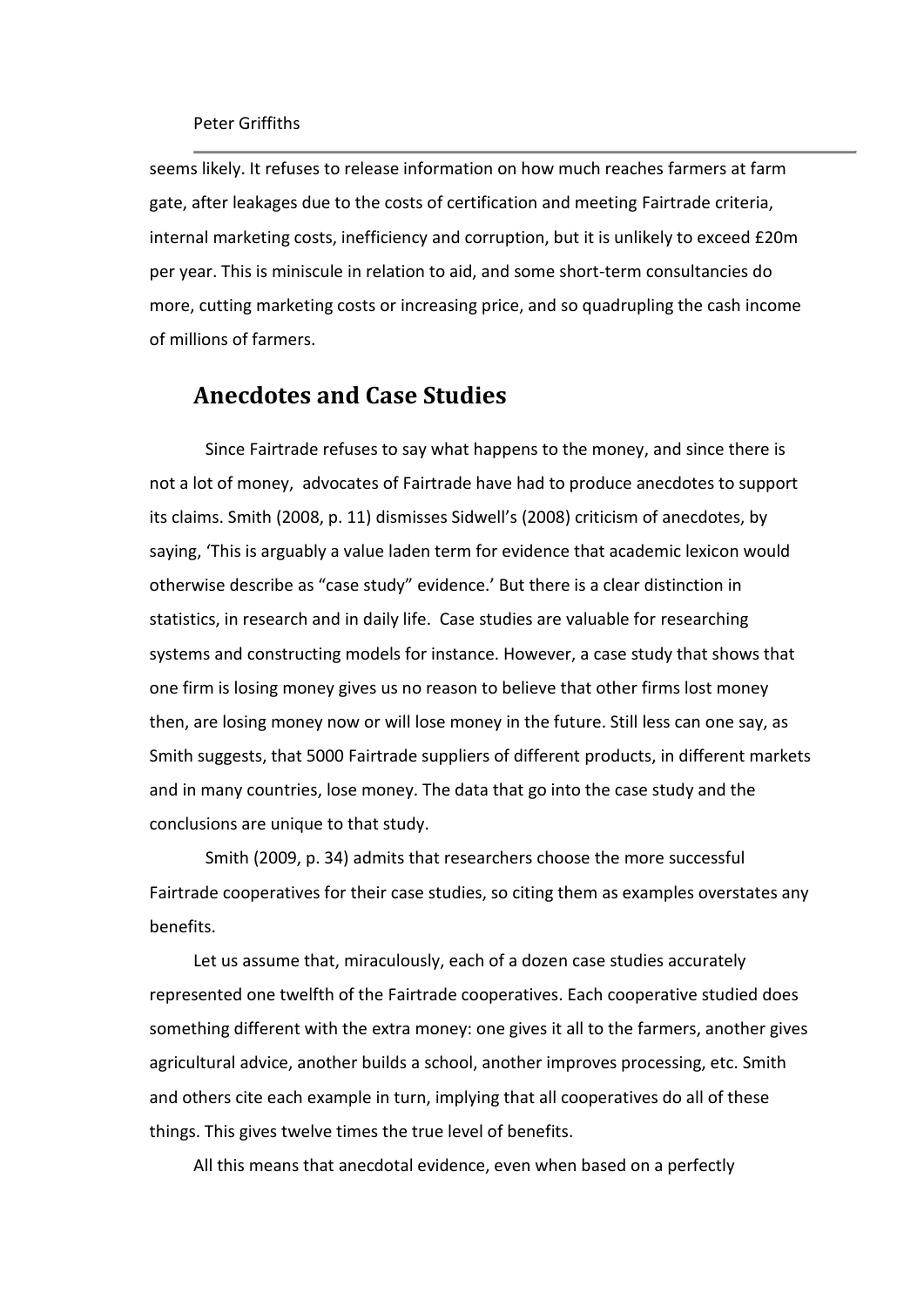seems likely. It refuses to release information on how much reaches farmers at farm gate, after leakages due to the costs of certification and meeting Fairtrade criteria, internal marketing costs, inefficiency and corruption, but it is unlikely to exceed £20m per year. This is miniscule in relation to aid, and some short-term consultancies do more, cutting marketing costs or increasing price, and so quadrupling the cash income of millions of farmers.

## Anecdotes and Case Studies

Since Fairtrade refuses to say what happens to the money, and since there is not a lot of money, advocates of Fairtrade have had to produce anecdotes to support its claims. Smith (2008, p. 11) dismisses Sidwell's (2008) criticism of anecdotes, by saying, 'This is arguably a value laden term for evidence that academic lexicon would otherwise describe as "case study" evidence.' But there is a clear distinction in statistics, in research and in daily life. Case studies are valuable for researching systems and constructing models for instance. However, a case study that shows that one firm is losing money gives us no reason to believe that other firms lost money then, are losing money now or will lose money in the future. Still less can one say, as Smith suggests, that 5000 Fairtrade suppliers of different products, in different markets and in many countries, lose money. The data that go into the case study and the conclusions are unique to that study.

Smith (2009, p. 34) admits that researchers choose the more successful Fairtrade cooperatives for their case studies, so citing them as examples overstates any benefits.

Let us assume that, miraculously, each of a dozen case studies accurately represented one twelfth of the Fairtrade cooperatives. Each cooperative studied does something different with the extra money: one gives it all to the farmers, another gives agricultural advice, another builds a school, another improves processing, etc. Smith and others cite each example in turn, implying that all cooperatives do all of these things. This gives twelve times the true level of benefits.

All this means that anecdotal evidence, even when based on a perfectly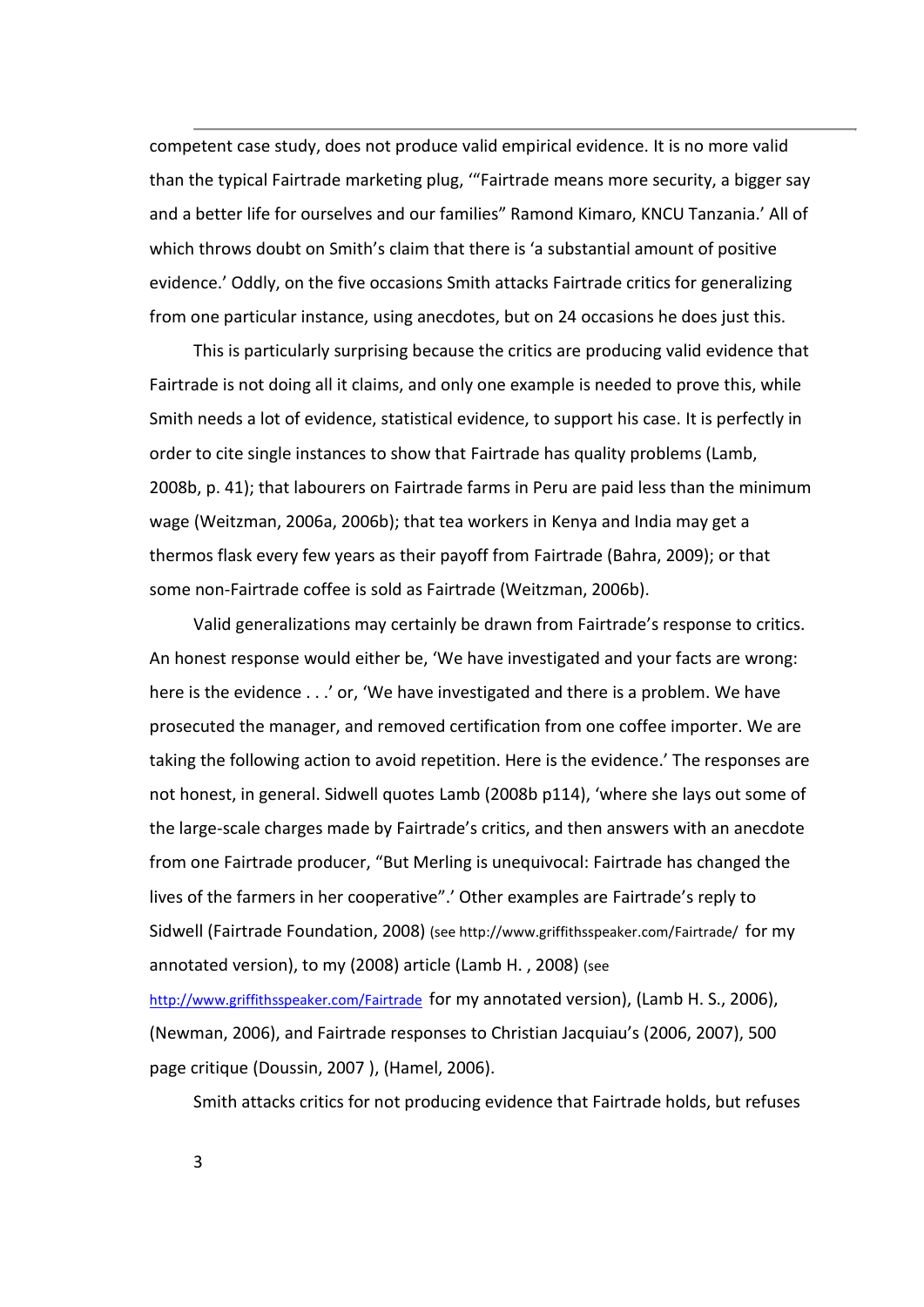competent case study, does not produce valid empirical evidence. It is no more valid than the typical Fairtrade marketing plug, '"Fairtrade means more security, a bigger say and a better life for ourselves and our families" Ramond Kimaro, KNCU Tanzania.' All of which throws doubt on Smith's claim that there is 'a substantial amount of positive evidence.' Oddly, on the five occasions Smith attacks Fairtrade critics for generalizing from one particular instance, using anecdotes, but on 24 occasions he does just this.

This is particularly surprising because the critics are producing valid evidence that Fairtrade is not doing all it claims, and only one example is needed to prove this, while Smith needs a lot of evidence, statistical evidence, to support his case. It is perfectly in order to cite single instances to show that Fairtrade has quality problems (Lamb, 2008b, p. 41); that labourers on Fairtrade farms in Peru are paid less than the minimum wage (Weitzman, 2006a, 2006b); that tea workers in Kenya and India may get a thermos flask every few years as their payoff from Fairtrade (Bahra, 2009); or that some non-Fairtrade coffee is sold as Fairtrade (Weitzman, 2006b).

Valid generalizations may certainly be drawn from Fairtrade's response to critics. An honest response would either be, 'We have investigated and your facts are wrong: here is the evidence . . .' or, 'We have investigated and there is a problem. We have prosecuted the manager, and removed certification from one coffee importer. We are taking the following action to avoid repetition. Here is the evidence.' The responses are not honest, in general. Sidwell quotes Lamb (2008b p114), 'where she lays out some of the large-scale charges made by Fairtrade's critics, and then answers with an anecdote from one Fairtrade producer, "But Merling is unequivocal: Fairtrade has changed the lives of the farmers in her cooperative".' Other examples are Fairtrade's reply to Sidwell (Fairtrade Foundation, 2008) (see http://www.griffithsspeaker.com/Fairtrade/ for my annotated version), to my (2008) article (Lamb H. , 2008) (see http://www.griffithsspeaker.com/Fairtrade for my annotated version), (Lamb H. S., 2006), (Newman, 2006), and Fairtrade responses to Christian Jacquiau's (2006, 2007), 500 page critique (Doussin, 2007 ), (Hamel, 2006).

Smith attacks critics for not producing evidence that Fairtrade holds, but refuses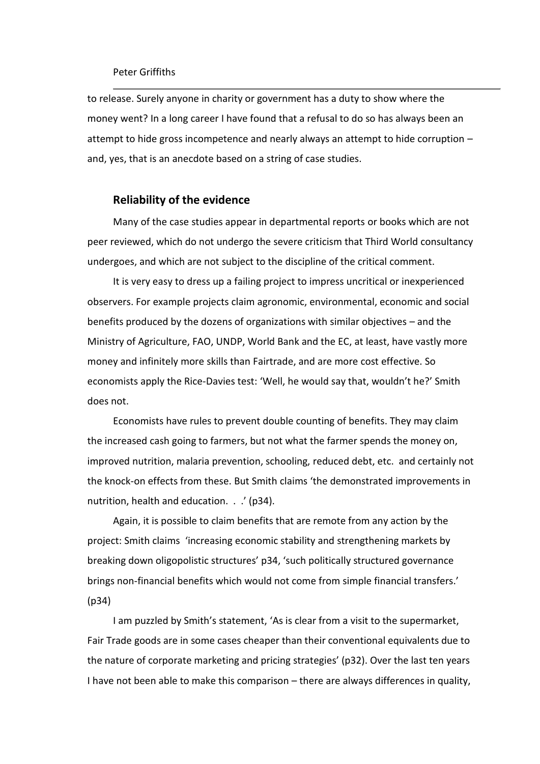to release. Surely anyone in charity or government has a duty to show where the money went? In a long career I have found that a refusal to do so has always been an attempt to hide gross incompetence and nearly always an attempt to hide corruption – and, yes, that is an anecdote based on a string of case studies.

## Reliability of the evidence

Many of the case studies appear in departmental reports or books which are not peer reviewed, which do not undergo the severe criticism that Third World consultancy undergoes, and which are not subject to the discipline of the critical comment.

It is very easy to dress up a failing project to impress uncritical or inexperienced observers. For example projects claim agronomic, environmental, economic and social benefits produced by the dozens of organizations with similar objectives – and the Ministry of Agriculture, FAO, UNDP, World Bank and the EC, at least, have vastly more money and infinitely more skills than Fairtrade, and are more cost effective. So economists apply the Rice-Davies test: 'Well, he would say that, wouldn't he?' Smith does not.

Economists have rules to prevent double counting of benefits. They may claim the increased cash going to farmers, but not what the farmer spends the money on, improved nutrition, malaria prevention, schooling, reduced debt, etc. and certainly not the knock-on effects from these. But Smith claims 'the demonstrated improvements in nutrition, health and education. . .' (p34).

Again, it is possible to claim benefits that are remote from any action by the project: Smith claims 'increasing economic stability and strengthening markets by breaking down oligopolistic structures' p34, 'such politically structured governance brings non-financial benefits which would not come from simple financial transfers.' (p34)

I am puzzled by Smith's statement, 'As is clear from a visit to the supermarket, Fair Trade goods are in some cases cheaper than their conventional equivalents due to the nature of corporate marketing and pricing strategies' (p32). Over the last ten years I have not been able to make this comparison – there are always differences in quality,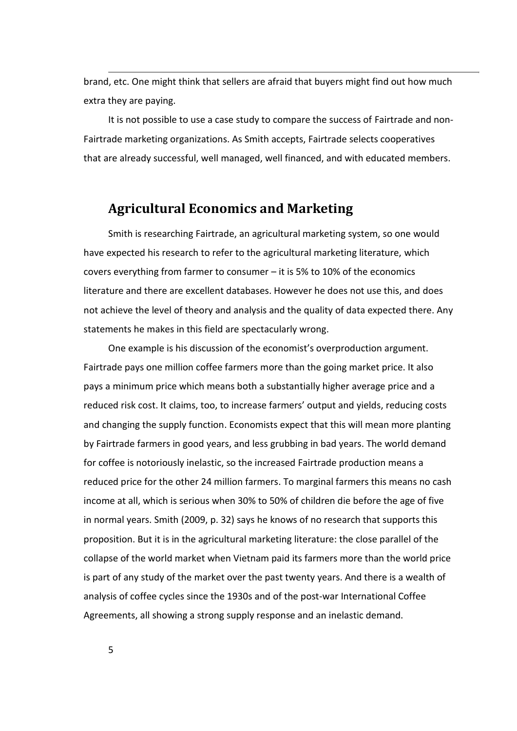brand, etc. One might think that sellers are afraid that buyers might find out how much extra they are paying.

It is not possible to use a case study to compare the success of Fairtrade and non-Fairtrade marketing organizations. As Smith accepts, Fairtrade selects cooperatives that are already successful, well managed, well financed, and with educated members.

## Agricultural Economics and Marketing

Smith is researching Fairtrade, an agricultural marketing system, so one would have expected his research to refer to the agricultural marketing literature, which covers everything from farmer to consumer – it is 5% to 10% of the economics literature and there are excellent databases. However he does not use this, and does not achieve the level of theory and analysis and the quality of data expected there. Any statements he makes in this field are spectacularly wrong.

One example is his discussion of the economist's overproduction argument. Fairtrade pays one million coffee farmers more than the going market price. It also pays a minimum price which means both a substantially higher average price and a reduced risk cost. It claims, too, to increase farmers' output and yields, reducing costs and changing the supply function. Economists expect that this will mean more planting by Fairtrade farmers in good years, and less grubbing in bad years. The world demand for coffee is notoriously inelastic, so the increased Fairtrade production means a reduced price for the other 24 million farmers. To marginal farmers this means no cash income at all, which is serious when 30% to 50% of children die before the age of five in normal years. Smith (2009, p. 32) says he knows of no research that supports this proposition. But it is in the agricultural marketing literature: the close parallel of the collapse of the world market when Vietnam paid its farmers more than the world price is part of any study of the market over the past twenty years. And there is a wealth of analysis of coffee cycles since the 1930s and of the post-war International Coffee Agreements, all showing a strong supply response and an inelastic demand.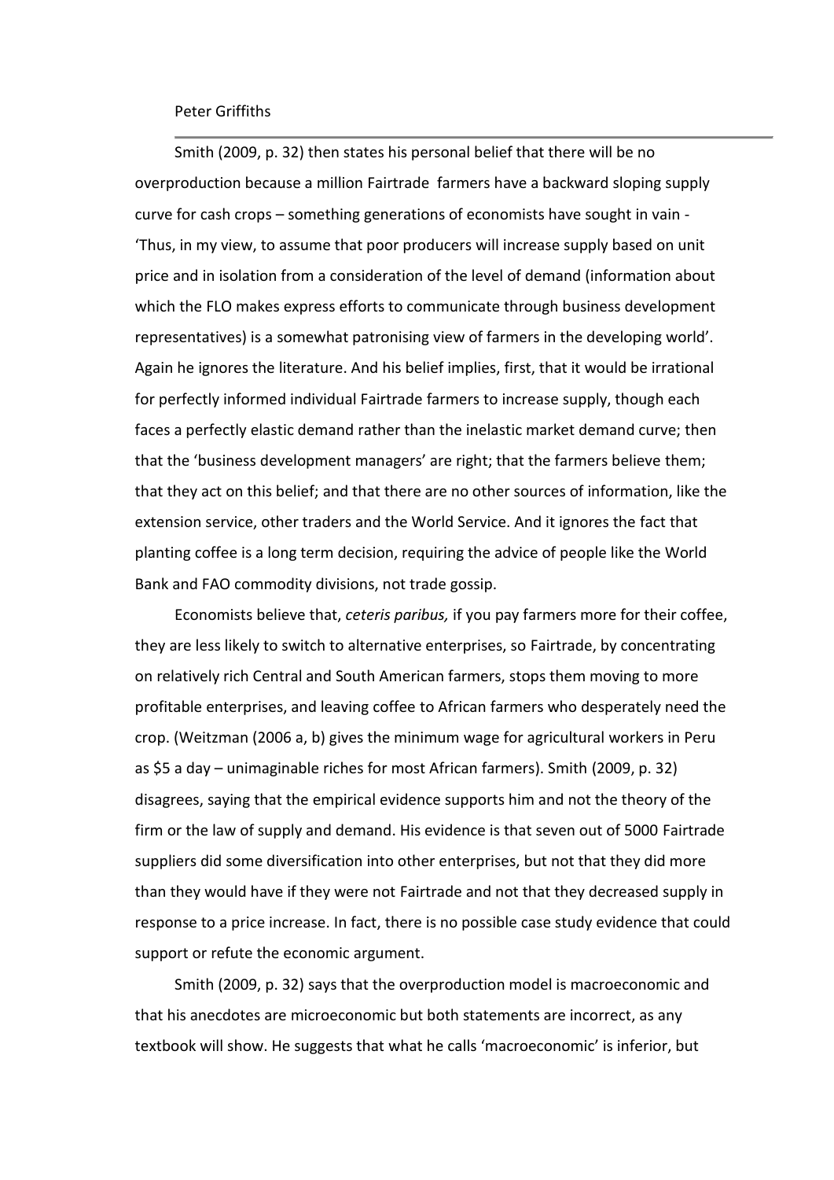Smith (2009, p. 32) then states his personal belief that there will be no overproduction because a million Fairtrade farmers have a backward sloping supply curve for cash crops – something generations of economists have sought in vain - 'Thus, in my view, to assume that poor producers will increase supply based on unit price and in isolation from a consideration of the level of demand (information about which the FLO makes express efforts to communicate through business development representatives) is a somewhat patronising view of farmers in the developing world'. Again he ignores the literature. And his belief implies, first, that it would be irrational for perfectly informed individual Fairtrade farmers to increase supply, though each faces a perfectly elastic demand rather than the inelastic market demand curve; then that the 'business development managers' are right; that the farmers believe them; that they act on this belief; and that there are no other sources of information, like the extension service, other traders and the World Service. And it ignores the fact that planting coffee is a long term decision, requiring the advice of people like the World Bank and FAO commodity divisions, not trade gossip.

Economists believe that, *ceteris paribus,* if you pay farmers more for their coffee, they are less likely to switch to alternative enterprises, so Fairtrade, by concentrating on relatively rich Central and South American farmers, stops them moving to more profitable enterprises, and leaving coffee to African farmers who desperately need the crop. (Weitzman (2006 a, b) gives the minimum wage for agricultural workers in Peru as $5 a day – unimaginable riches for most African farmers). Smith (2009, p. 32) disagrees, saying that the empirical evidence supports him and not the theory of the firm or the law of supply and demand. His evidence is that seven out of 5000 Fairtrade suppliers did some diversification into other enterprises, but not that they did more than they would have if they were not Fairtrade and not that they decreased supply in response to a price increase. In fact, there is no possible case study evidence that could support or refute the economic argument.

Smith (2009, p. 32) says that the overproduction model is macroeconomic and that his anecdotes are microeconomic but both statements are incorrect, as any textbook will show. He suggests that what he calls 'macroeconomic' is inferior, but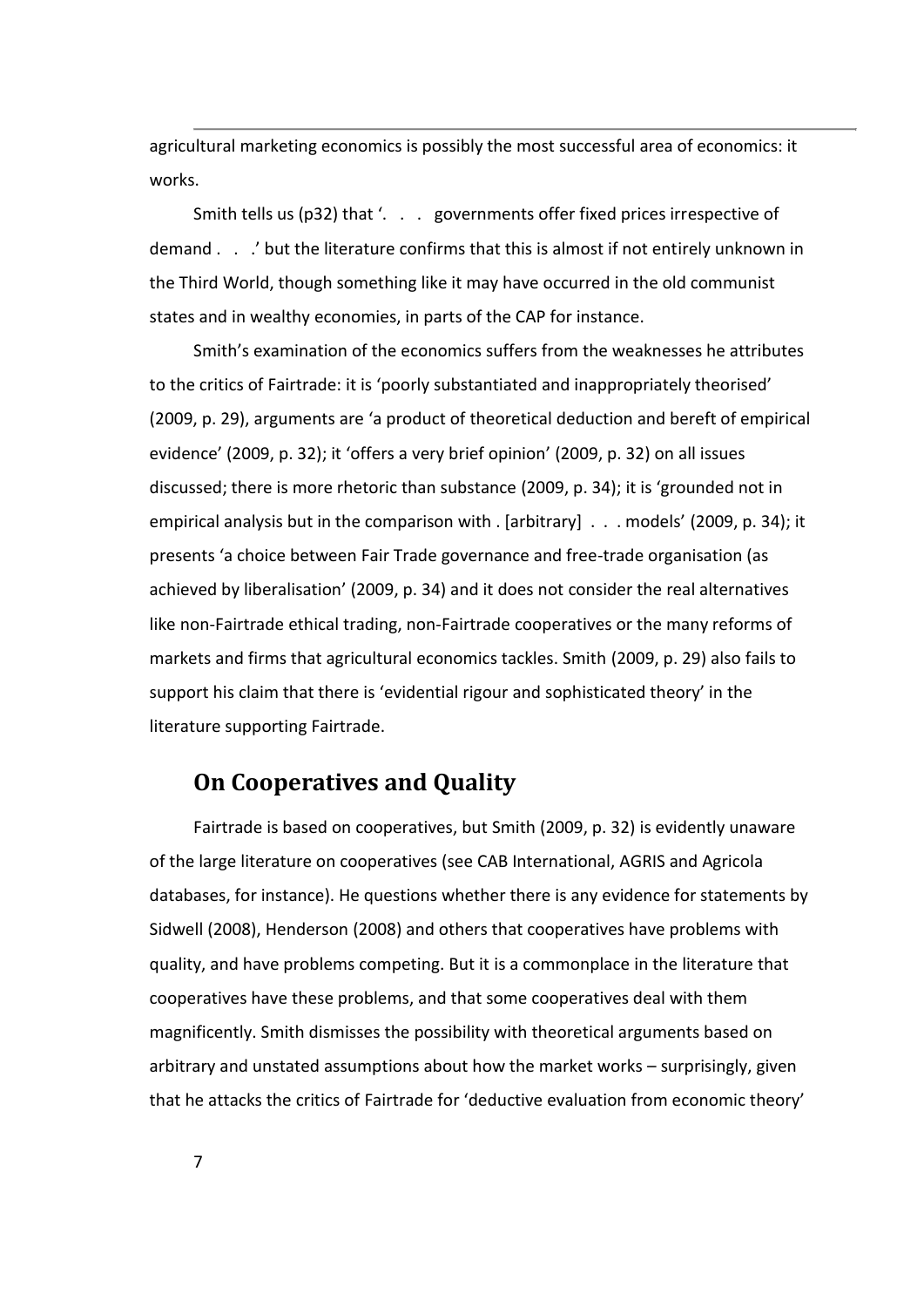agricultural marketing economics is possibly the most successful area of economics: it works.

Smith tells us (p32) that '. . . governments offer fixed prices irrespective of demand . . .' but the literature confirms that this is almost if not entirely unknown in the Third World, though something like it may have occurred in the old communist states and in wealthy economies, in parts of the CAP for instance.

Smith's examination of the economics suffers from the weaknesses he attributes to the critics of Fairtrade: it is 'poorly substantiated and inappropriately theorised' (2009, p. 29), arguments are 'a product of theoretical deduction and bereft of empirical evidence' (2009, p. 32); it 'offers a very brief opinion' (2009, p. 32) on all issues discussed; there is more rhetoric than substance (2009, p. 34); it is 'grounded not in empirical analysis but in the comparison with . [arbitrary] . . . models' (2009, p. 34); it presents 'a choice between Fair Trade governance and free-trade organisation (as achieved by liberalisation' (2009, p. 34) and it does not consider the real alternatives like non-Fairtrade ethical trading, non-Fairtrade cooperatives or the many reforms of markets and firms that agricultural economics tackles. Smith (2009, p. 29) also fails to support his claim that there is 'evidential rigour and sophisticated theory' in the literature supporting Fairtrade.

## On Cooperatives and Quality

Fairtrade is based on cooperatives, but Smith (2009, p. 32) is evidently unaware of the large literature on cooperatives (see CAB International, AGRIS and Agricola databases, for instance). He questions whether there is any evidence for statements by Sidwell (2008), Henderson (2008) and others that cooperatives have problems with quality, and have problems competing. But it is a commonplace in the literature that cooperatives have these problems, and that some cooperatives deal with them magnificently. Smith dismisses the possibility with theoretical arguments based on arbitrary and unstated assumptions about how the market works – surprisingly, given that he attacks the critics of Fairtrade for 'deductive evaluation from economic theory'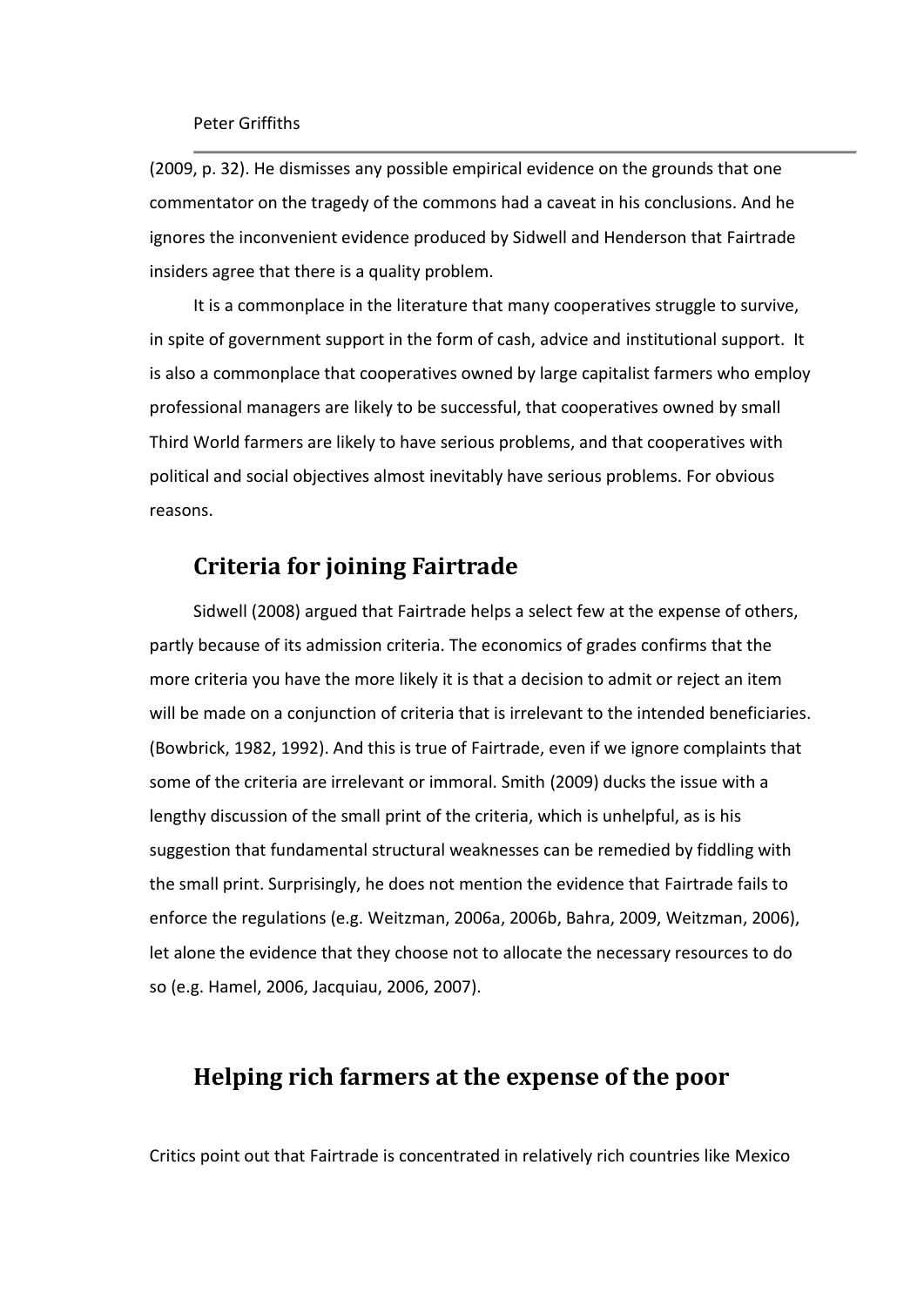(2009, p. 32). He dismisses any possible empirical evidence on the grounds that one commentator on the tragedy of the commons had a caveat in his conclusions. And he ignores the inconvenient evidence produced by Sidwell and Henderson that Fairtrade insiders agree that there is a quality problem.

It is a commonplace in the literature that many cooperatives struggle to survive, in spite of government support in the form of cash, advice and institutional support. It is also a commonplace that cooperatives owned by large capitalist farmers who employ professional managers are likely to be successful, that cooperatives owned by small Third World farmers are likely to have serious problems, and that cooperatives with political and social objectives almost inevitably have serious problems. For obvious reasons.

## Criteria for joining Fairtrade

Sidwell (2008) argued that Fairtrade helps a select few at the expense of others, partly because of its admission criteria. The economics of grades confirms that the more criteria you have the more likely it is that a decision to admit or reject an item will be made on a conjunction of criteria that is irrelevant to the intended beneficiaries. (Bowbrick, 1982, 1992). And this is true of Fairtrade, even if we ignore complaints that some of the criteria are irrelevant or immoral. Smith (2009) ducks the issue with a lengthy discussion of the small print of the criteria, which is unhelpful, as is his suggestion that fundamental structural weaknesses can be remedied by fiddling with the small print. Surprisingly, he does not mention the evidence that Fairtrade fails to enforce the regulations (e.g. Weitzman, 2006a, 2006b, Bahra, 2009, Weitzman, 2006), let alone the evidence that they choose not to allocate the necessary resources to do so (e.g. Hamel, 2006, Jacquiau, 2006, 2007).

## Helping rich farmers at the expense of the poor

Critics point out that Fairtrade is concentrated in relatively rich countries like Mexico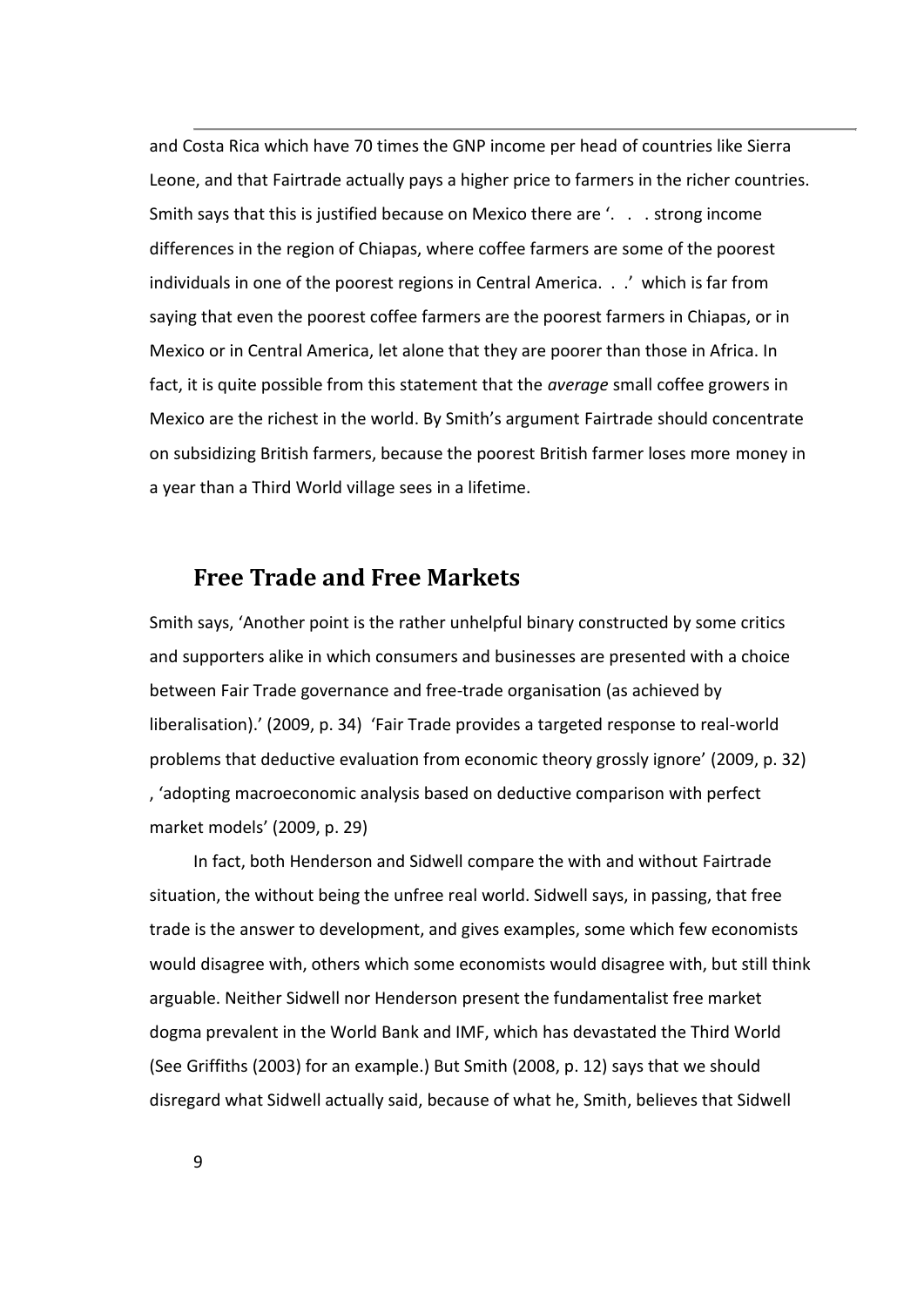and Costa Rica which have 70 times the GNP income per head of countries like Sierra Leone, and that Fairtrade actually pays a higher price to farmers in the richer countries. Smith says that this is justified because on Mexico there are '. . . strong income differences in the region of Chiapas, where coffee farmers are some of the poorest individuals in one of the poorest regions in Central America. . .' which is far from saying that even the poorest coffee farmers are the poorest farmers in Chiapas, or in Mexico or in Central America, let alone that they are poorer than those in Africa. In fact, it is quite possible from this statement that the *average* small coffee growers in Mexico are the richest in the world. By Smith's argument Fairtrade should concentrate on subsidizing British farmers, because the poorest British farmer loses more money in a year than a Third World village sees in a lifetime.

## Free Trade and Free Markets

Smith says, 'Another point is the rather unhelpful binary constructed by some critics and supporters alike in which consumers and businesses are presented with a choice between Fair Trade governance and free-trade organisation (as achieved by liberalisation).' (2009, p. 34) 'Fair Trade provides a targeted response to real-world problems that deductive evaluation from economic theory grossly ignore' (2009, p. 32) , 'adopting macroeconomic analysis based on deductive comparison with perfect market models' (2009, p. 29)

In fact, both Henderson and Sidwell compare the with and without Fairtrade situation, the without being the unfree real world. Sidwell says, in passing, that free trade is the answer to development, and gives examples, some which few economists would disagree with, others which some economists would disagree with, but still think arguable. Neither Sidwell nor Henderson present the fundamentalist free market dogma prevalent in the World Bank and IMF, which has devastated the Third World (See Griffiths (2003) for an example.) But Smith (2008, p. 12) says that we should disregard what Sidwell actually said, because of what he, Smith, believes that Sidwell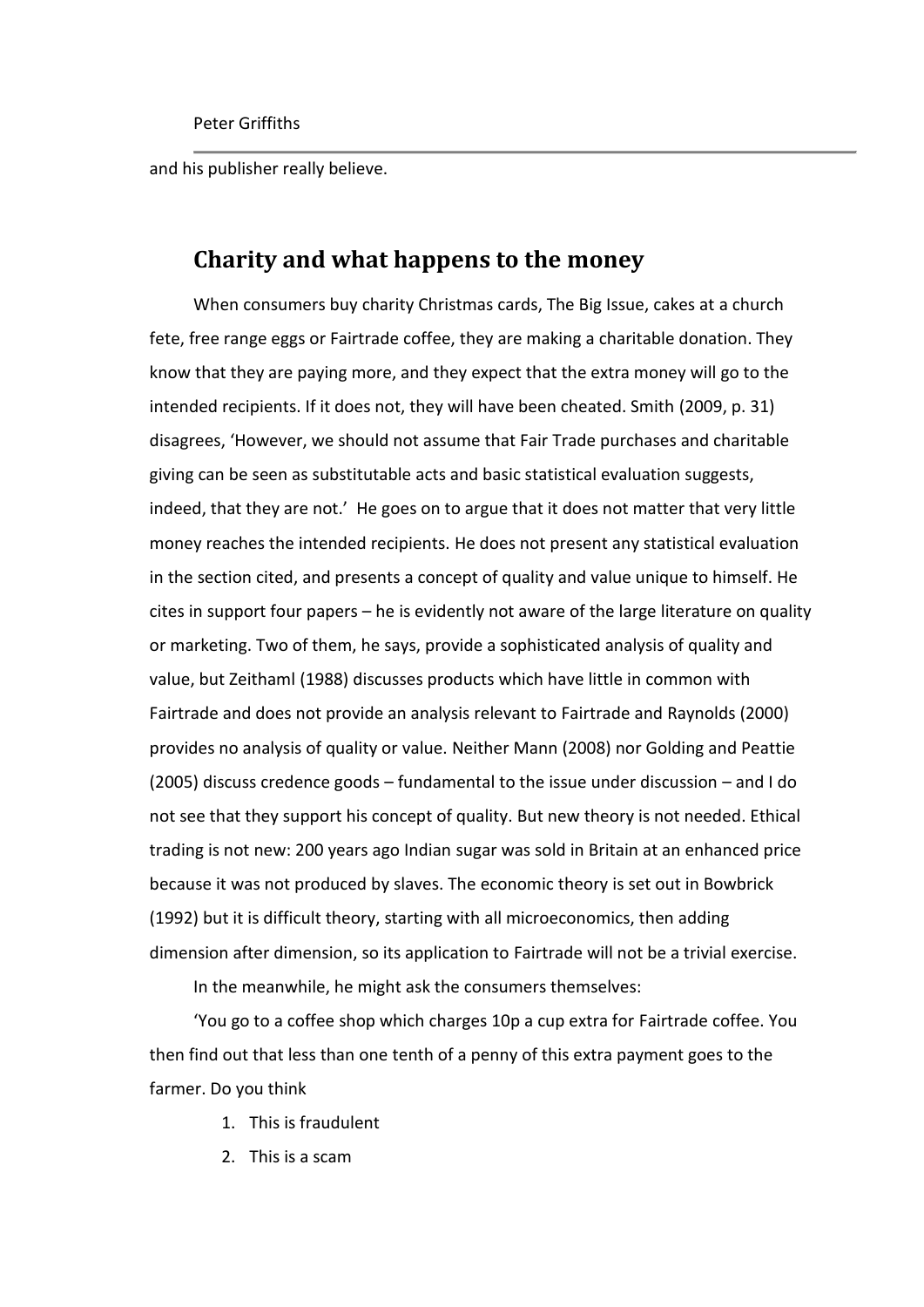and his publisher really believe.

## Charity and what happens to the money

When consumers buy charity Christmas cards, The Big Issue, cakes at a church fete, free range eggs or Fairtrade coffee, they are making a charitable donation. They know that they are paying more, and they expect that the extra money will go to the intended recipients. If it does not, they will have been cheated. Smith (2009, p. 31) disagrees, 'However, we should not assume that Fair Trade purchases and charitable giving can be seen as substitutable acts and basic statistical evaluation suggests, indeed, that they are not.' He goes on to argue that it does not matter that very little money reaches the intended recipients. He does not present any statistical evaluation in the section cited, and presents a concept of quality and value unique to himself. He cites in support four papers – he is evidently not aware of the large literature on quality or marketing. Two of them, he says, provide a sophisticated analysis of quality and value, but Zeithaml (1988) discusses products which have little in common with Fairtrade and does not provide an analysis relevant to Fairtrade and Raynolds (2000) provides no analysis of quality or value. Neither Mann (2008) nor Golding and Peattie (2005) discuss credence goods – fundamental to the issue under discussion – and I do not see that they support his concept of quality. But new theory is not needed. Ethical trading is not new: 200 years ago Indian sugar was sold in Britain at an enhanced price because it was not produced by slaves. The economic theory is set out in Bowbrick (1992) but it is difficult theory, starting with all microeconomics, then adding dimension after dimension, so its application to Fairtrade will not be a trivial exercise.

In the meanwhile, he might ask the consumers themselves:

'You go to a coffee shop which charges 10p a cup extra for Fairtrade coffee. You then find out that less than one tenth of a penny of this extra payment goes to the farmer. Do you think

1. This is fraudulent
2. This is a scam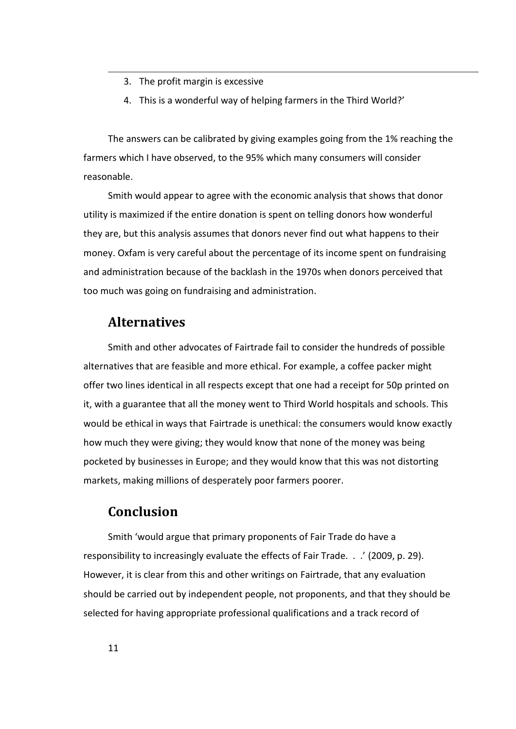3. The profit margin is excessive
4. This is a wonderful way of helping farmers in the Third World?'

The answers can be calibrated by giving examples going from the 1% reaching the farmers which I have observed, to the 95% which many consumers will consider reasonable.

Smith would appear to agree with the economic analysis that shows that donor utility is maximized if the entire donation is spent on telling donors how wonderful they are, but this analysis assumes that donors never find out what happens to their money. Oxfam is very careful about the percentage of its income spent on fundraising and administration because of the backlash in the 1970s when donors perceived that too much was going on fundraising and administration.

## Alternatives

Smith and other advocates of Fairtrade fail to consider the hundreds of possible alternatives that are feasible and more ethical. For example, a coffee packer might offer two lines identical in all respects except that one had a receipt for 50p printed on it, with a guarantee that all the money went to Third World hospitals and schools. This would be ethical in ways that Fairtrade is unethical: the consumers would know exactly how much they were giving; they would know that none of the money was being pocketed by businesses in Europe; and they would know that this was not distorting markets, making millions of desperately poor farmers poorer.

## Conclusion

Smith 'would argue that primary proponents of Fair Trade do have a responsibility to increasingly evaluate the effects of Fair Trade. . .' (2009, p. 29). However, it is clear from this and other writings on Fairtrade, that any evaluation should be carried out by independent people, not proponents, and that they should be selected for having appropriate professional qualifications and a track record of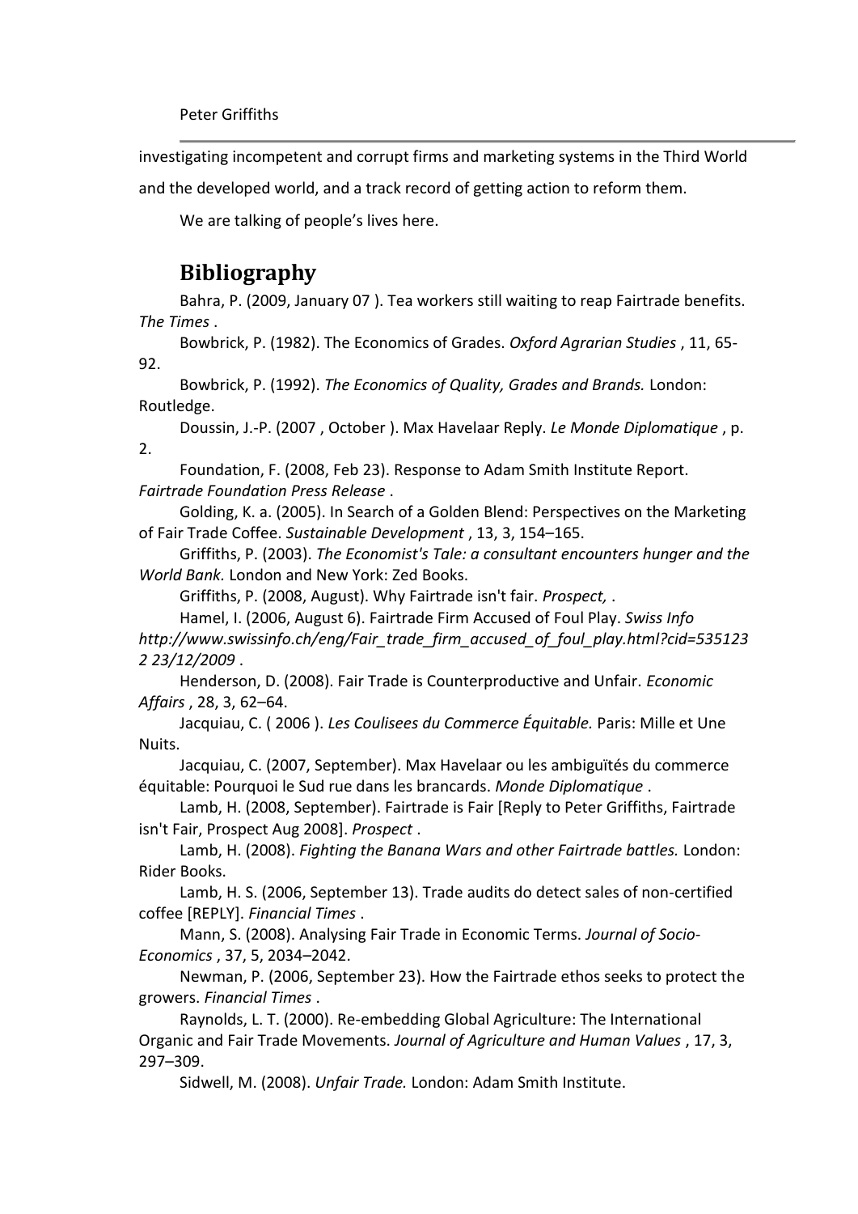investigating incompetent and corrupt firms and marketing systems in the Third World and the developed world, and a track record of getting action to reform them.

We are talking of people's lives here.

## Bibliography

Bahra, P. (2009, January 07 ). Tea workers still waiting to reap Fairtrade benefits. *The Times* .

Bowbrick, P. (1982). The Economics of Grades. *Oxford Agrarian Studies* , 11, 65-92.

Bowbrick, P. (1992). *The Economics of Quality, Grades and Brands.* London: Routledge.

Doussin, J.-P. (2007 , October ). Max Havelaar Reply. *Le Monde Diplomatique* , p. 2.

Foundation, F. (2008, Feb 23). Response to Adam Smith Institute Report. *Fairtrade Foundation Press Release* .

Golding, K. a. (2005). In Search of a Golden Blend: Perspectives on the Marketing of Fair Trade Coffee. *Sustainable Development* , 13, 3, 154–165.

Griffiths, P. (2003). *The Economist's Tale: a consultant encounters hunger and the World Bank.* London and New York: Zed Books.

Griffiths, P. (2008, August). Why Fairtrade isn't fair. *Prospect,* .

Hamel, I. (2006, August 6). Fair Trade Firm Accused of Foul Play. *Swiss Info http://www.swissinfo.ch/eng/Fair_trade_firm_accused_of_foul_play.html?cid=5351232 23/12/2009* .

Henderson, D. (2008). Fair Trade is Counterproductive and Unfair. *Economic Affairs* , 28, 3, 62–64.

Jacquiau, C. ( 2006 ). *Les Coulisees du Commerce Équitable.* Paris: Mille et Une Nuits.

Jacquiau, C. (2007, September). Max Havelaar ou les ambiguïtés du commerce équitable: Pourquoi le Sud rue dans les brancards. *Monde Diplomatique* .

Lamb, H. (2008, September). Fairtrade is Fair [Reply to Peter Griffiths, Fairtrade isn't Fair, Prospect Aug 2008]. *Prospect* .

Lamb, H. (2008). *Fighting the Banana Wars and other Fairtrade battles.* London: Rider Books.

Lamb, H. S. (2006, September 13). Trade audits do detect sales of non-certified coffee [REPLY]. *Financial Times* .

Mann, S. (2008). Analysing Fair Trade in Economic Terms. *Journal of Socio-Economics* , 37, 5, 2034–2042.

Newman, P. (2006, September 23). How the Fairtrade ethos seeks to protect the growers. *Financial Times* .

Raynolds, L. T. (2000). Re-embedding Global Agriculture: The International Organic and Fair Trade Movements. *Journal of Agriculture and Human Values* , 17, 3, 297–309.

Sidwell, M. (2008). *Unfair Trade.* London: Adam Smith Institute.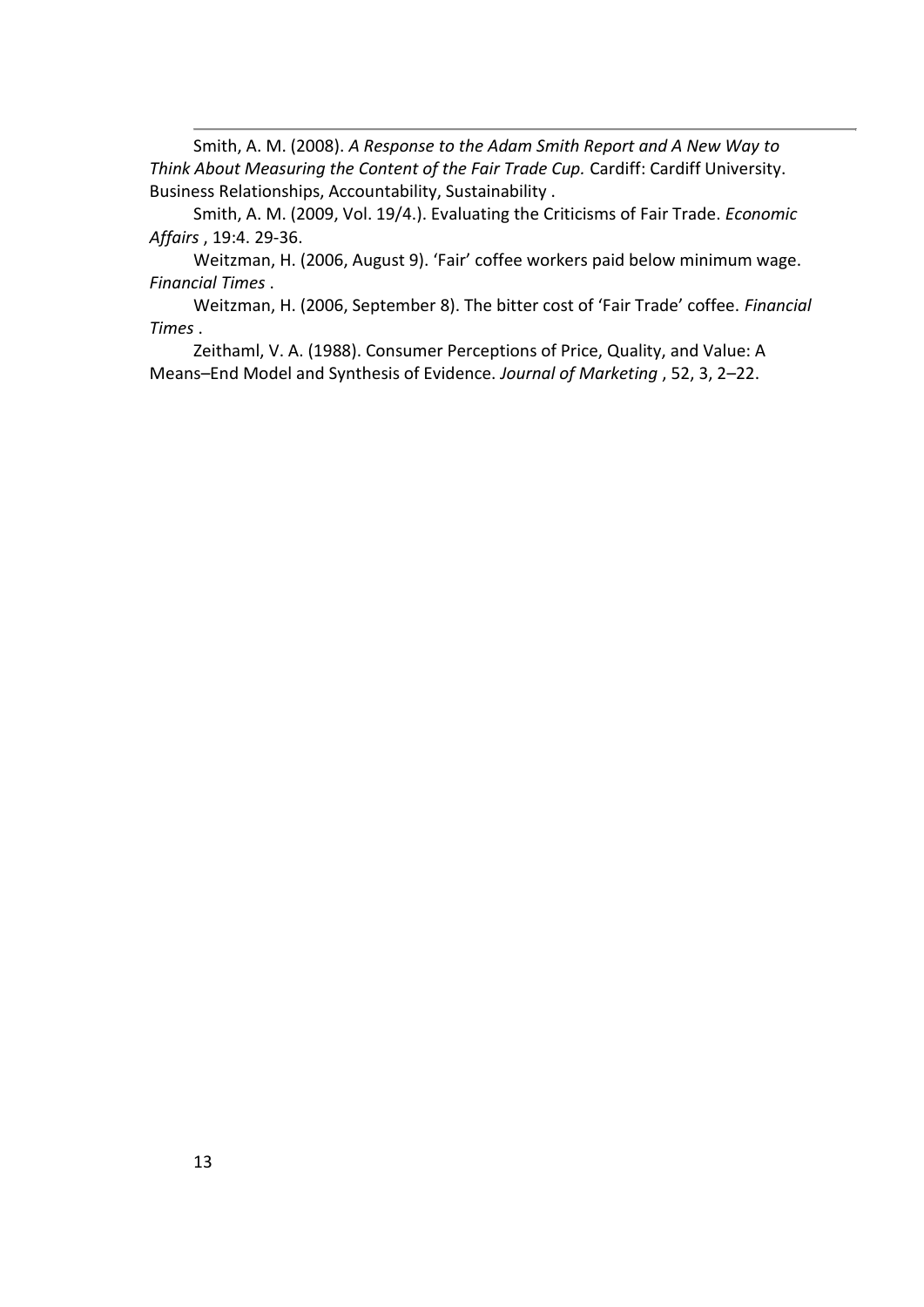Smith, A. M. (2008). *A Response to the Adam Smith Report and A New Way to Think About Measuring the Content of the Fair Trade Cup.* Cardiff: Cardiff University. Business Relationships, Accountability, Sustainability .

Smith, A. M. (2009, Vol. 19/4.). Evaluating the Criticisms of Fair Trade. *Economic Affairs* , 19:4. 29-36.

Weitzman, H. (2006, August 9). 'Fair' coffee workers paid below minimum wage. *Financial Times* .

Weitzman, H. (2006, September 8). The bitter cost of 'Fair Trade' coffee. *Financial Times* .

Zeithaml, V. A. (1988). Consumer Perceptions of Price, Quality, and Value: A Means–End Model and Synthesis of Evidence. *Journal of Marketing* , 52, 3, 2–22.